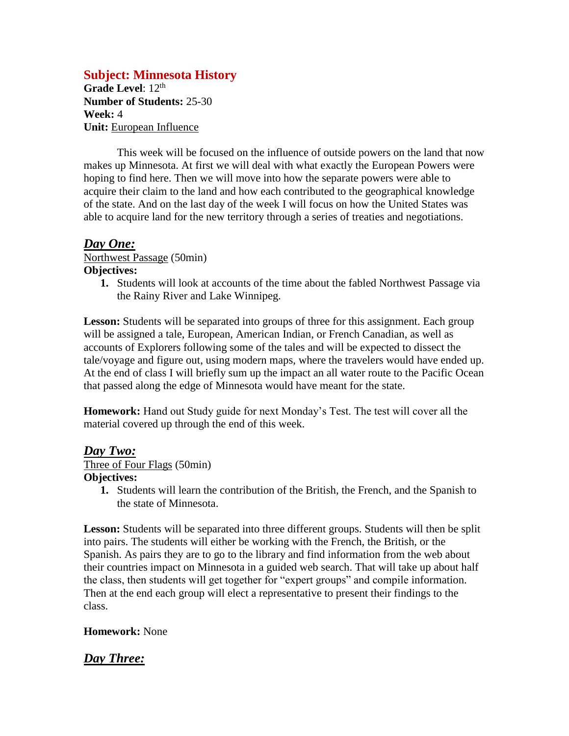# Subject: Minnesota History

**Grade Level**: 12th
**Number of Students:** 25-30
**Week:** 4
**Unit:** European Influence

This week will be focused on the influence of outside powers on the land that now makes up Minnesota. At first we will deal with what exactly the European Powers were hoping to find here. Then we will move into how the separate powers were able to acquire their claim to the land and how each contributed to the geographical knowledge of the state. And on the last day of the week I will focus on how the United States was able to acquire land for the new territory through a series of treaties and negotiations.

## *Day One:*

Northwest Passage (50min)

**Objectives:**

1. Students will look at accounts of the time about the fabled Northwest Passage via the Rainy River and Lake Winnipeg.

**Lesson:** Students will be separated into groups of three for this assignment. Each group will be assigned a tale, European, American Indian, or French Canadian, as well as accounts of Explorers following some of the tales and will be expected to dissect the tale/voyage and figure out, using modern maps, where the travelers would have ended up. At the end of class I will briefly sum up the impact an all water route to the Pacific Ocean that passed along the edge of Minnesota would have meant for the state.

**Homework:** Hand out Study guide for next Monday's Test. The test will cover all the material covered up through the end of this week.

## *Day Two:*

Three of Four Flags (50min)

**Objectives:**

1. Students will learn the contribution of the British, the French, and the Spanish to the state of Minnesota.

**Lesson:** Students will be separated into three different groups. Students will then be split into pairs. The students will either be working with the French, the British, or the Spanish. As pairs they are to go to the library and find information from the web about their countries impact on Minnesota in a guided web search. That will take up about half the class, then students will get together for "expert groups" and compile information. Then at the end each group will elect a representative to present their findings to the class.

**Homework:** None

## *Day Three:*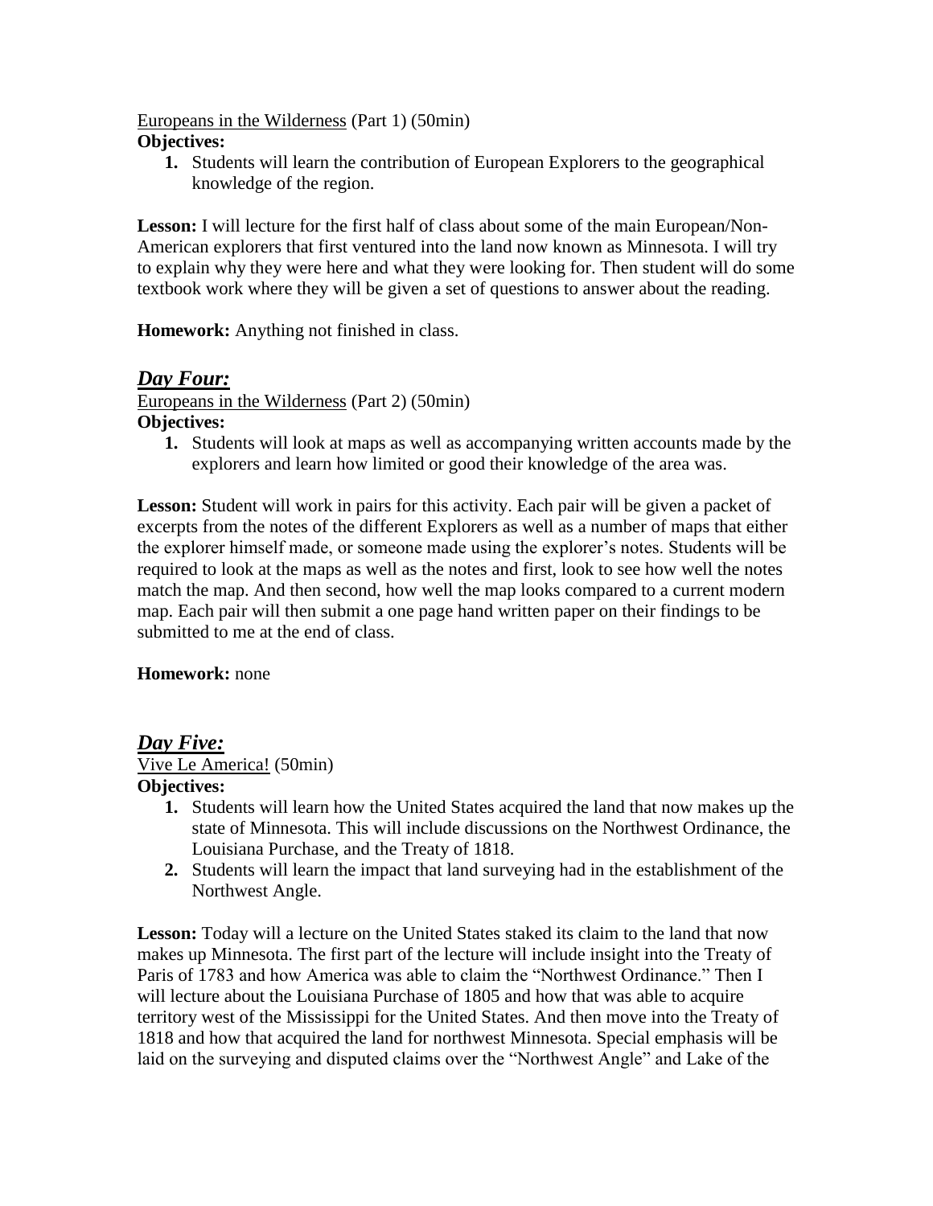Europeans in the Wilderness (Part 1) (50min)

**Objectives:**

1. Students will learn the contribution of European Explorers to the geographical knowledge of the region.

**Lesson:** I will lecture for the first half of class about some of the main European/Non-American explorers that first ventured into the land now known as Minnesota. I will try to explain why they were here and what they were looking for. Then student will do some textbook work where they will be given a set of questions to answer about the reading.

**Homework:** Anything not finished in class.

## ***Day Four:***

Europeans in the Wilderness (Part 2) (50min)

**Objectives:**

1. Students will look at maps as well as accompanying written accounts made by the explorers and learn how limited or good their knowledge of the area was.

**Lesson:** Student will work in pairs for this activity. Each pair will be given a packet of excerpts from the notes of the different Explorers as well as a number of maps that either the explorer himself made, or someone made using the explorer's notes. Students will be required to look at the maps as well as the notes and first, look to see how well the notes match the map. And then second, how well the map looks compared to a current modern map. Each pair will then submit a one page hand written paper on their findings to be submitted to me at the end of class.

**Homework:** none

## ***Day Five:***

Vive Le America! (50min)

**Objectives:**

1. Students will learn how the United States acquired the land that now makes up the state of Minnesota. This will include discussions on the Northwest Ordinance, the Louisiana Purchase, and the Treaty of 1818.
2. Students will learn the impact that land surveying had in the establishment of the Northwest Angle.

**Lesson:** Today will a lecture on the United States staked its claim to the land that now makes up Minnesota. The first part of the lecture will include insight into the Treaty of Paris of 1783 and how America was able to claim the "Northwest Ordinance." Then I will lecture about the Louisiana Purchase of 1805 and how that was able to acquire territory west of the Mississippi for the United States. And then move into the Treaty of 1818 and how that acquired the land for northwest Minnesota. Special emphasis will be laid on the surveying and disputed claims over the "Northwest Angle" and Lake of the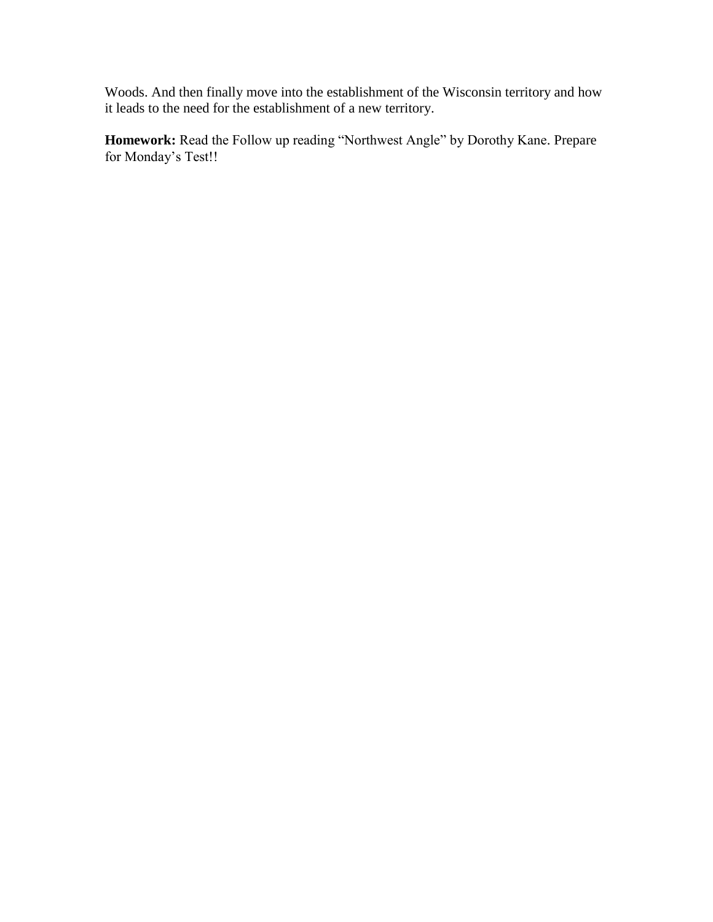Woods. And then finally move into the establishment of the Wisconsin territory and how it leads to the need for the establishment of a new territory.

**Homework:** Read the Follow up reading "Northwest Angle" by Dorothy Kane. Prepare for Monday's Test!!